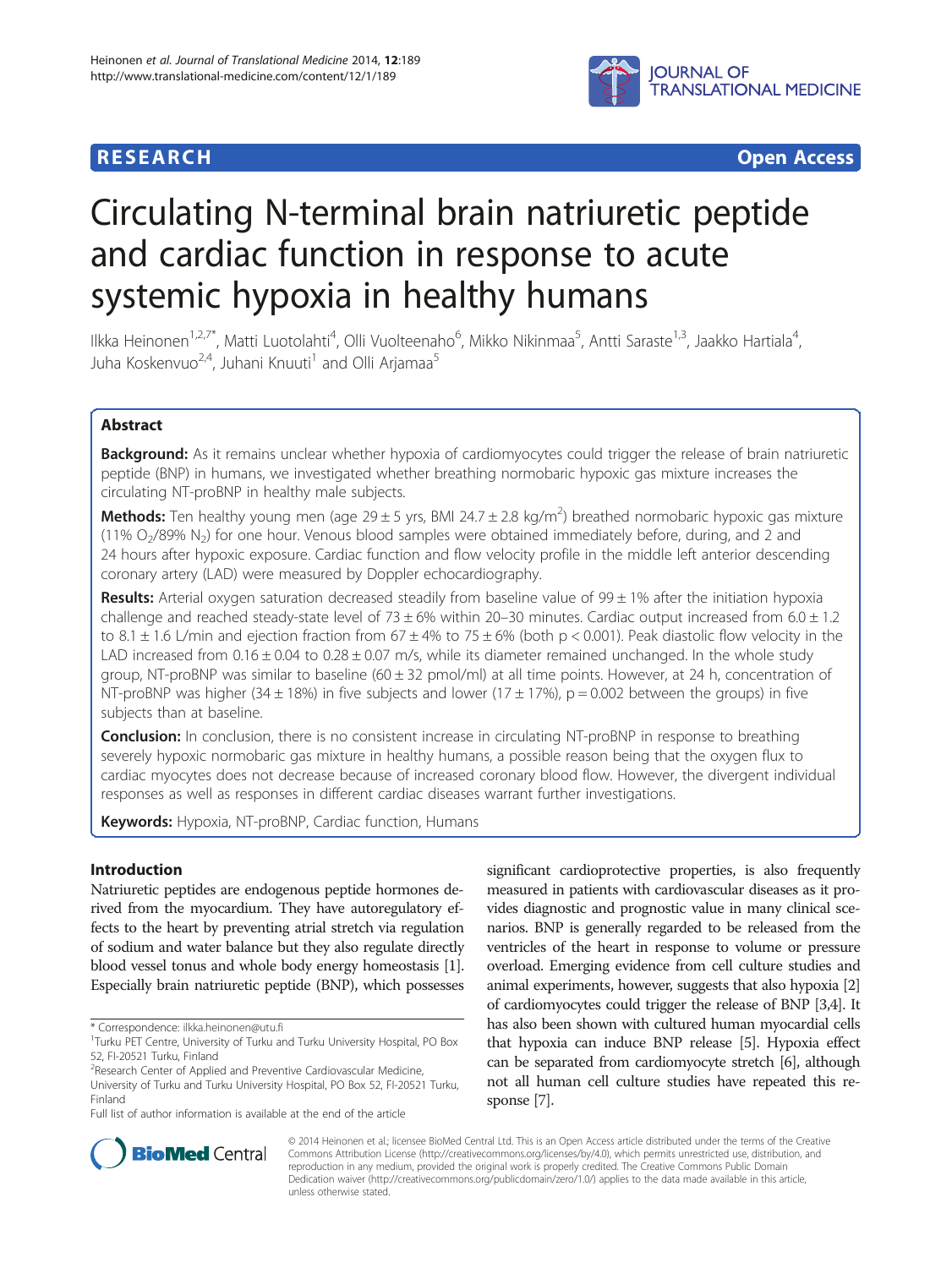**RESEARCH** **Open Access**

# Circulating N-terminal brain natriuretic peptide and cardiac function in response to acute systemic hypoxia in healthy humans

Ilkka Heinonen[1,2,7*], Matti Luotolahti[4], Olli Vuolteenaho[6], Mikko Nikinmaa[5], Antti Saraste[1,3], Jaakko Hartiala[4], Juha Koskenvuo[2,4], Juhani Knuuti[1] and Olli Arjamaa[5]

## Abstract

**Background:** As it remains unclear whether hypoxia of cardiomyocytes could trigger the release of brain natriuretic peptide (BNP) in humans, we investigated whether breathing normobaric hypoxic gas mixture increases the circulating NT-proBNP in healthy male subjects.

**Methods:** Ten healthy young men (age 29 ± 5 yrs, BMI 24.7 ± 2.8 kg/m$^2$) breathed normobaric hypoxic gas mixture (11% $O_2$/89% $N_2$) for one hour. Venous blood samples were obtained immediately before, during, and 2 and 24 hours after hypoxic exposure. Cardiac function and flow velocity profile in the middle left anterior descending coronary artery (LAD) were measured by Doppler echocardiography.

**Results:** Arterial oxygen saturation decreased steadily from baseline value of 99 ± 1% after the initiation hypoxia challenge and reached steady-state level of 73 ± 6% within 20–30 minutes. Cardiac output increased from 6.0 ± 1.2 to 8.1 ± 1.6 L/min and ejection fraction from 67 ± 4% to 75 ± 6% (both $p < 0.001$). Peak diastolic flow velocity in the LAD increased from 0.16 ± 0.04 to 0.28 ± 0.07 m/s, while its diameter remained unchanged. In the whole study group, NT-proBNP was similar to baseline (60 ± 32 pmol/ml) at all time points. However, at 24 h, concentration of NT-proBNP was higher (34 ± 18%) in five subjects and lower (17 ± 17%), $p = 0.002$ between the groups) in five subjects than at baseline.

**Conclusion:** In conclusion, there is no consistent increase in circulating NT-proBNP in response to breathing severely hypoxic normobaric gas mixture in healthy humans, a possible reason being that the oxygen flux to cardiac myocytes does not decrease because of increased coronary blood flow. However, the divergent individual responses as well as responses in different cardiac diseases warrant further investigations.

**Keywords:** Hypoxia, NT-proBNP, Cardiac function, Humans

## Introduction

Natriuretic peptides are endogenous peptide hormones derived from the myocardium. They have autoregulatory effects to the heart by preventing atrial stretch via regulation of sodium and water balance but they also regulate directly blood vessel tonus and whole body energy homeostasis [1]. Especially brain natriuretic peptide (BNP), which possesses significant cardioprotective properties, is also frequently measured in patients with cardiovascular diseases as it provides diagnostic and prognostic value in many clinical scenarios. BNP is generally regarded to be released from the ventricles of the heart in response to volume or pressure overload. Emerging evidence from cell culture studies and animal experiments, however, suggests that also hypoxia [2] of cardiomyocytes could trigger the release of BNP [3,4]. It has also been shown with cultured human myocardial cells that hypoxia can induce BNP release [5]. Hypoxia effect can be separated from cardiomyocyte stretch [6], although not all human cell culture studies have repeated this response [7].

\* Correspondence: ilkka.heinonen@utu.fi
[1]Turku PET Centre, University of Turku and Turku University Hospital, PO Box 52, FI-20521 Turku, Finland
[2]Research Center of Applied and Preventive Cardiovascular Medicine, University of Turku and Turku University Hospital, PO Box 52, FI-20521 Turku, Finland
Full list of author information is available at the end of the article

© 2014 Heinonen et al.; licensee BioMed Central Ltd. This is an Open Access article distributed under the terms of the Creative Commons Attribution License (http://creativecommons.org/licenses/by/4.0), which permits unrestricted use, distribution, and reproduction in any medium, provided the original work is properly credited. The Creative Commons Public Domain Dedication waiver (http://creativecommons.org/publicdomain/zero/1.0/) applies to the data made available in this article, unless otherwise stated.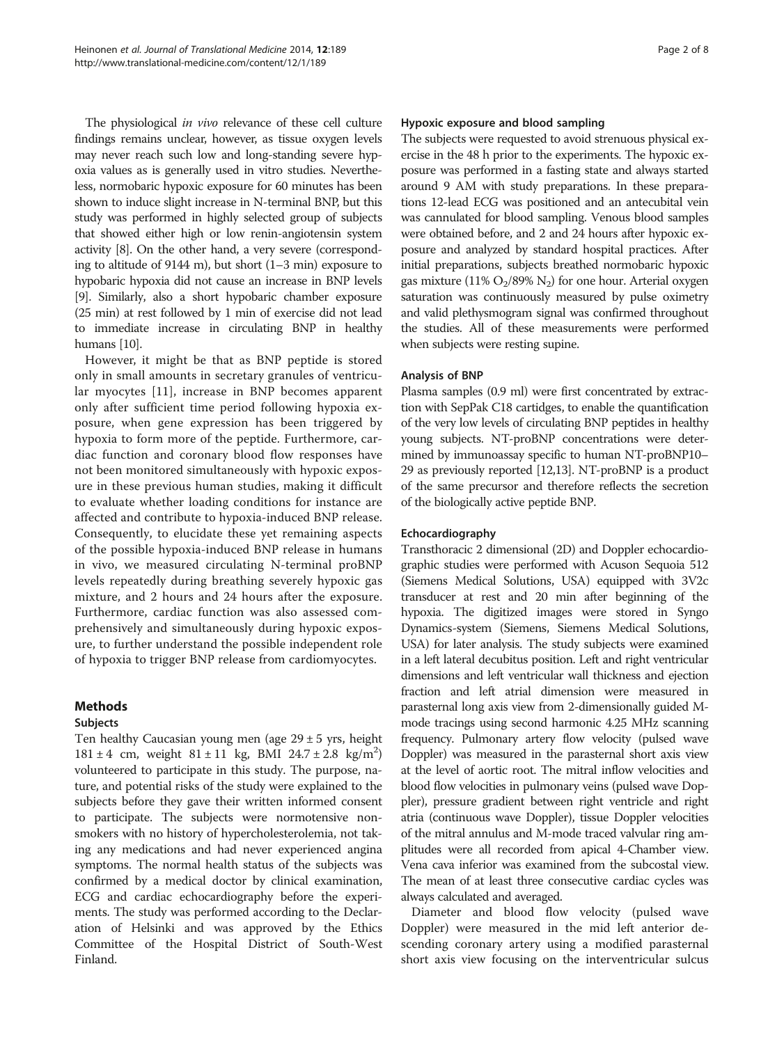The physiological *in vivo* relevance of these cell culture findings remains unclear, however, as tissue oxygen levels may never reach such low and long-standing severe hypoxia values as is generally used in vitro studies. Nevertheless, normobaric hypoxic exposure for 60 minutes has been shown to induce slight increase in N-terminal BNP, but this study was performed in highly selected group of subjects that showed either high or low renin-angiotensin system activity [8]. On the other hand, a very severe (corresponding to altitude of 9144 m), but short (1–3 min) exposure to hypobaric hypoxia did not cause an increase in BNP levels [9]. Similarly, also a short hypobaric chamber exposure (25 min) at rest followed by 1 min of exercise did not lead to immediate increase in circulating BNP in healthy humans [10].

However, it might be that as BNP peptide is stored only in small amounts in secretary granules of ventricular myocytes [11], increase in BNP becomes apparent only after sufficient time period following hypoxia exposure, when gene expression has been triggered by hypoxia to form more of the peptide. Furthermore, cardiac function and coronary blood flow responses have not been monitored simultaneously with hypoxic exposure in these previous human studies, making it difficult to evaluate whether loading conditions for instance are affected and contribute to hypoxia-induced BNP release. Consequently, to elucidate these yet remaining aspects of the possible hypoxia-induced BNP release in humans in vivo, we measured circulating N-terminal proBNP levels repeatedly during breathing severely hypoxic gas mixture, and 2 hours and 24 hours after the exposure. Furthermore, cardiac function was also assessed comprehensively and simultaneously during hypoxic exposure, to further understand the possible independent role of hypoxia to trigger BNP release from cardiomyocytes.

## Methods

### Subjects

Ten healthy Caucasian young men (age 29 ± 5 yrs, height 181 ± 4 cm, weight 81 ± 11 kg, BMI 24.7 ± 2.8 $kg/m^2$) volunteered to participate in this study. The purpose, nature, and potential risks of the study were explained to the subjects before they gave their written informed consent to participate. The subjects were normotensive nonsmokers with no history of hypercholesterolemia, not taking any medications and had never experienced angina symptoms. The normal health status of the subjects was confirmed by a medical doctor by clinical examination, ECG and cardiac echocardiography before the experiments. The study was performed according to the Declaration of Helsinki and was approved by the Ethics Committee of the Hospital District of South-West Finland.

### Hypoxic exposure and blood sampling

The subjects were requested to avoid strenuous physical exercise in the 48 h prior to the experiments. The hypoxic exposure was performed in a fasting state and always started around 9 AM with study preparations. In these preparations 12-lead ECG was positioned and an antecubital vein was cannulated for blood sampling. Venous blood samples were obtained before, and 2 and 24 hours after hypoxic exposure and analyzed by standard hospital practices. After initial preparations, subjects breathed normobaric hypoxic gas mixture (11% $O_2$/89% $N_2$) for one hour. Arterial oxygen saturation was continuously measured by pulse oximetry and valid plethysmogram signal was confirmed throughout the studies. All of these measurements were performed when subjects were resting supine.

### Analysis of BNP

Plasma samples (0.9 ml) were first concentrated by extraction with SepPak C18 cartidges, to enable the quantification of the very low levels of circulating BNP peptides in healthy young subjects. NT-proBNP concentrations were determined by immunoassay specific to human NT-proBNP10–29 as previously reported [12,13]. NT-proBNP is a product of the same precursor and therefore reflects the secretion of the biologically active peptide BNP.

### Echocardiography

Transthoracic 2 dimensional (2D) and Doppler echocardiographic studies were performed with Acuson Sequoia 512 (Siemens Medical Solutions, USA) equipped with 3V2c transducer at rest and 20 min after beginning of the hypoxia. The digitized images were stored in Syngo Dynamics-system (Siemens, Siemens Medical Solutions, USA) for later analysis. The study subjects were examined in a left lateral decubitus position. Left and right ventricular dimensions and left ventricular wall thickness and ejection fraction and left atrial dimension were measured in parasternal long axis view from 2-dimensionally guided M-mode tracings using second harmonic 4.25 MHz scanning frequency. Pulmonary artery flow velocity (pulsed wave Doppler) was measured in the parasternal short axis view at the level of aortic root. The mitral inflow velocities and blood flow velocities in pulmonary veins (pulsed wave Doppler), pressure gradient between right ventricle and right atria (continuous wave Doppler), tissue Doppler velocities of the mitral annulus and M-mode traced valvular ring amplitudes were all recorded from apical 4-Chamber view. Vena cava inferior was examined from the subcostal view. The mean of at least three consecutive cardiac cycles was always calculated and averaged.

Diameter and blood flow velocity (pulsed wave Doppler) were measured in the mid left anterior descending coronary artery using a modified parasternal short axis view focusing on the interventricular sulcus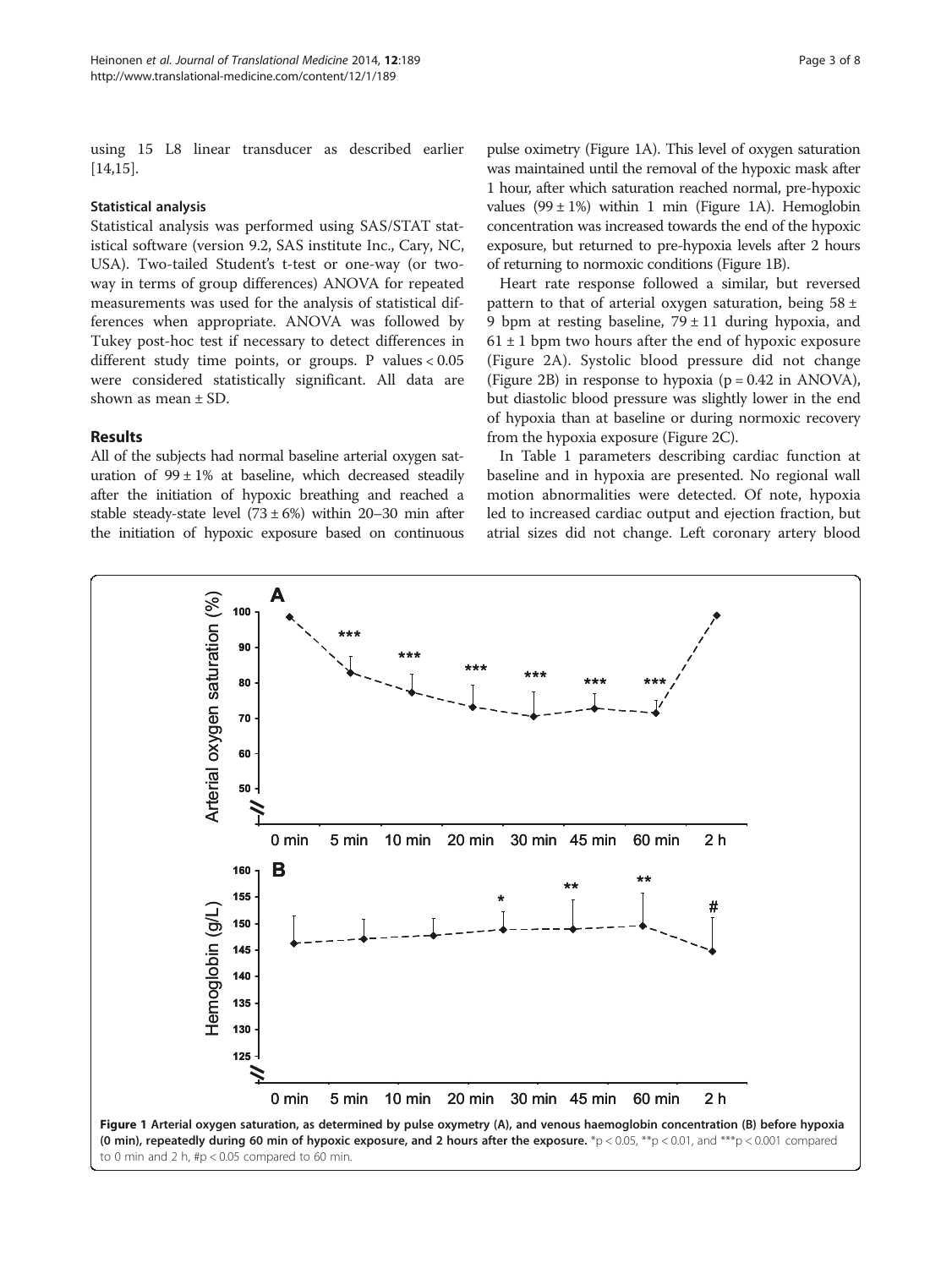using 15 L8 linear transducer as described earlier [14,15].

### Statistical analysis

Statistical analysis was performed using SAS/STAT statistical software (version 9.2, SAS institute Inc., Cary, NC, USA). Two-tailed Student's t-test or one-way (or two-way in terms of group differences) ANOVA for repeated measurements was used for the analysis of statistical differences when appropriate. ANOVA was followed by Tukey post-hoc test if necessary to detect differences in different study time points, or groups. P values < 0.05 were considered statistically significant. All data are shown as mean ± SD.

## Results

All of the subjects had normal baseline arterial oxygen saturation of 99 ± 1% at baseline, which decreased steadily after the initiation of hypoxic breathing and reached a stable steady-state level (73 ± 6%) within 20–30 min after the initiation of hypoxic exposure based on continuous pulse oximetry (Figure 1A). This level of oxygen saturation was maintained until the removal of the hypoxic mask after 1 hour, after which saturation reached normal, pre-hypoxic values (99 ± 1%) within 1 min (Figure 1A). Hemoglobin concentration was increased towards the end of the hypoxic exposure, but returned to pre-hypoxia levels after 2 hours of returning to normoxic conditions (Figure 1B).

Heart rate response followed a similar, but reversed pattern to that of arterial oxygen saturation, being 58 ± 9 bpm at resting baseline, 79 ± 11 during hypoxia, and 61 ± 1 bpm two hours after the end of hypoxic exposure (Figure 2A). Systolic blood pressure did not change (Figure 2B) in response to hypoxia ($p = 0.42$ in ANOVA), but diastolic blood pressure was slightly lower in the end of hypoxia than at baseline or during normoxic recovery from the hypoxia exposure (Figure 2C).

In Table 1 parameters describing cardiac function at baseline and in hypoxia are presented. No regional wall motion abnormalities were detected. Of note, hypoxia led to increased cardiac output and ejection fraction, but atrial sizes did not change. Left coronary artery blood

A
Arterial oxygen saturation (%)
100
90
80
70
60
50
***
0 min 5 min 10 min 20 min 30 min 45 min 60 min 2 h

B
Hemoglobin (g/L)
160
155
150
145
140
135
130
125
*
**
#
0 min 5 min 10 min 20 min 30 min 45 min 60 min 2 h

**Figure 1 Arterial oxygen saturation, as determined by pulse oxymetry (A), and venous haemoglobin concentration (B) before hypoxia (0 min), repeatedly during 60 min of hypoxic exposure, and 2 hours after the exposure.** *$p < 0.05$, **$p < 0.01$, and ***$p < 0.001$ compared to 0 min and 2 h, #$p < 0.05$ compared to 60 min.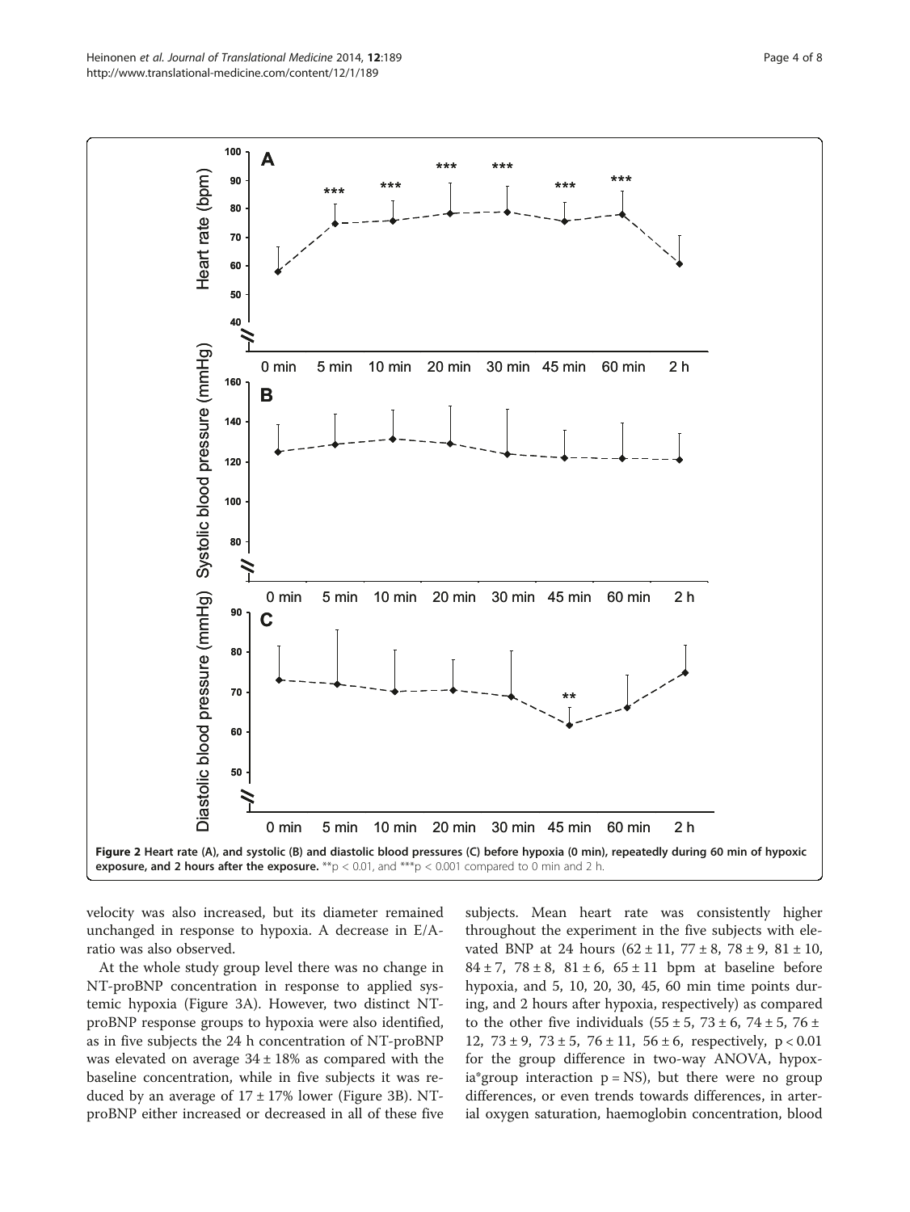A

Heart rate (bpm)

100
90
80
70
60
50
40

*** *** *** *** *** ***

0 min 5 min 10 min 20 min 30 min 45 min 60 min 2 h

B

Systolic blood pressure (mmHg)

160
140
120
100
80

0 min 5 min 10 min 20 min 30 min 45 min 60 min 2 h

C

Diastolic blood pressure (mmHg)

90
80
70
60
50

**

0 min 5 min 10 min 20 min 30 min 45 min 60 min 2 h

**Figure 2 Heart rate (A), and systolic (B) and diastolic blood pressures (C) before hypoxia (0 min), repeatedly during 60 min of hypoxic exposure, and 2 hours after the exposure.** ** $p < 0.01$, and *** $p < 0.001$ compared to 0 min and 2 h.

velocity was also increased, but its diameter remained unchanged in response to hypoxia. A decrease in E/A-ratio was also observed.

At the whole study group level there was no change in NT-proBNP concentration in response to applied systemic hypoxia (Figure 3A). However, two distinct NT-proBNP response groups to hypoxia were also identified, as in five subjects the 24 h concentration of NT-proBNP was elevated on average $34 \pm 18\%$ as compared with the baseline concentration, while in five subjects it was reduced by an average of $17 \pm 17\%$ lower (Figure 3B). NT-proBNP either increased or decreased in all of these five subjects. Mean heart rate was consistently higher throughout the experiment in the five subjects with elevated BNP at 24 hours ($62 \pm 11$, $77 \pm 8$, $78 \pm 9$, $81 \pm 10$, $84 \pm 7$, $78 \pm 8$, $81 \pm 6$, $65 \pm 11$ bpm at baseline before hypoxia, and 5, 10, 20, 30, 45, 60 min time points during, and 2 hours after hypoxia, respectively) as compared to the other five individuals ($55 \pm 5$, $73 \pm 6$, $74 \pm 5$, $76 \pm 12$, $73 \pm 9$, $73 \pm 5$, $76 \pm 11$, $56 \pm 6$, respectively, $p < 0.01$ for the group difference in two-way ANOVA, hypoxia*group interaction $p = \text{NS}$), but there were no group differences, or even trends towards differences, in arterial oxygen saturation, haemoglobin concentration, blood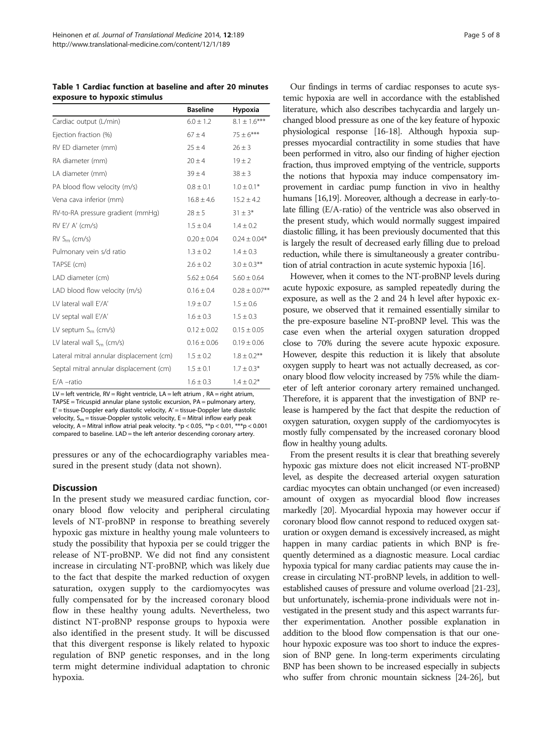**Table 1 Cardiac function at baseline and after 20 minutes exposure to hypoxic stimulus**

| | Baseline | Hypoxia |
|---|---|---|
| Cardiac output (L/min) | 6.0 ± 1.2 | 8.1 ± 1.6*** |
| Ejection fraction (%) | 67 ± 4 | 75 ± 6*** |
| RV ED diameter (mm) | 25 ± 4 | 26 ± 3 |
| RA diameter (mm) | 20 ± 4 | 19 ± 2 |
| LA diameter (mm) | 39 ± 4 | 38 ± 3 |
| PA blood flow velocity (m/s) | 0.8 ± 0.1 | 1.0 ± 0.1* |
| Vena cava inferior (mm) | 16.8 ± 4.6 | 15.2 ± 4.2 |
| RV-to-RA pressure gradient (mmHg) | 28 ± 5 | 31 ± 3* |
| RV E′/ A′ (cm/s) | 1.5 ± 0.4 | 1.4 ± 0.2 |
| RV $S_m$ (cm/s) | 0.20 ± 0.04 | 0.24 ± 0.04* |
| Pulmonary vein s/d ratio | 1.3 ± 0.2 | 1.4 ± 0.3 |
| TAPSE (cm) | 2.6 ± 0.2 | 3.0 ± 0.3** |
| LAD diameter (cm) | 5.62 ± 0.64 | 5.60 ± 0.64 |
| LAD blood flow velocity (m/s) | 0.16 ± 0.4 | 0.28 ± 0.07** |
| LV lateral wall E′/A′ | 1.9 ± 0.7 | 1.5 ± 0.6 |
| LV septal wall E′/A′ | 1.6 ± 0.3 | 1.5 ± 0.3 |
| LV septum $S_m$ (cm/s) | 0.12 ± 0.02 | 0.15 ± 0.05 |
| LV lateral wall $S_m$ (cm/s) | 0.16 ± 0.06 | 0.19 ± 0.06 |
| Lateral mitral annular displacement (cm) | 1.5 ± 0.2 | 1.8 ± 0.2** |
| Septal mitral annular displacement (cm) | 1.5 ± 0.1 | 1.7 ± 0.3* |
| E/A –ratio | 1.6 ± 0.3 | 1.4 ± 0.2* |

LV = left ventricle, RV = Right ventricle, LA = left atrium , RA = right atrium, TAPSE = Tricuspid annular plane systolic excursion, PA = pulmonary artery, E′ = tissue-Doppler early diastolic velocity, A′ = tissue-Doppler late diastolic velocity, $S_m$ = tissue-Doppler systolic velocity, E = Mitral inflow early peak velocity, A = Mitral inflow atrial peak velocity. *p < 0.05, **p < 0.01, ***p < 0.001 compared to baseline. LAD = the left anterior descending coronary artery.

pressures or any of the echocardiography variables measured in the present study (data not shown).

## Discussion

In the present study we measured cardiac function, coronary blood flow velocity and peripheral circulating levels of NT-proBNP in response to breathing severely hypoxic gas mixture in healthy young male volunteers to study the possibility that hypoxia per se could trigger the release of NT-proBNP. We did not find any consistent increase in circulating NT-proBNP, which was likely due to the fact that despite the marked reduction of oxygen saturation, oxygen supply to the cardiomyocytes was fully compensated for by the increased coronary blood flow in these healthy young adults. Nevertheless, two distinct NT-proBNP response groups to hypoxia were also identified in the present study. It will be discussed that this divergent response is likely related to hypoxic regulation of BNP genetic responses, and in the long term might determine individual adaptation to chronic hypoxia.

Our findings in terms of cardiac responses to acute systemic hypoxia are well in accordance with the established literature, which also describes tachycardia and largely unchanged blood pressure as one of the key feature of hypoxic physiological response [16-18]. Although hypoxia suppresses myocardial contractility in some studies that have been performed in vitro, also our finding of higher ejection fraction, thus improved emptying of the ventricle, supports the notions that hypoxia may induce compensatory improvement in cardiac pump function in vivo in healthy humans [16,19]. Moreover, although a decrease in early-to-late filling (E/A-ratio) of the ventricle was also observed in the present study, which would normally suggest impaired diastolic filling, it has been previously documented that this is largely the result of decreased early filling due to preload reduction, while there is simultaneously a greater contribution of atrial contraction in acute systemic hypoxia [16].

However, when it comes to the NT-proBNP levels during acute hypoxic exposure, as sampled repeatedly during the exposure, as well as the 2 and 24 h level after hypoxic exposure, we observed that it remained essentially similar to the pre-exposure baseline NT-proBNP level. This was the case even when the arterial oxygen saturation dropped close to 70% during the severe acute hypoxic exposure. However, despite this reduction it is likely that absolute oxygen supply to heart was not actually decreased, as coronary blood flow velocity increased by 75% while the diameter of left anterior coronary artery remained unchanged. Therefore, it is apparent that the investigation of BNP release is hampered by the fact that despite the reduction of oxygen saturation, oxygen supply of the cardiomyocytes is mostly fully compensated by the increased coronary blood flow in healthy young adults.

From the present results it is clear that breathing severely hypoxic gas mixture does not elicit increased NT-proBNP level, as despite the decreased arterial oxygen saturation cardiac myocytes can obtain unchanged (or even increased) amount of oxygen as myocardial blood flow increases markedly [20]. Myocardial hypoxia may however occur if coronary blood flow cannot respond to reduced oxygen saturation or oxygen demand is excessively increased, as might happen in many cardiac patients in which BNP is frequently determined as a diagnostic measure. Local cardiac hypoxia typical for many cardiac patients may cause the increase in circulating NT-proBNP levels, in addition to well-established causes of pressure and volume overload [21-23], but unfortunately, ischemia-prone individuals were not investigated in the present study and this aspect warrants further experimentation. Another possible explanation in addition to the blood flow compensation is that our one-hour hypoxic exposure was too short to induce the expression of BNP gene. In long-term experiments circulating BNP has been shown to be increased especially in subjects who suffer from chronic mountain sickness [24-26], but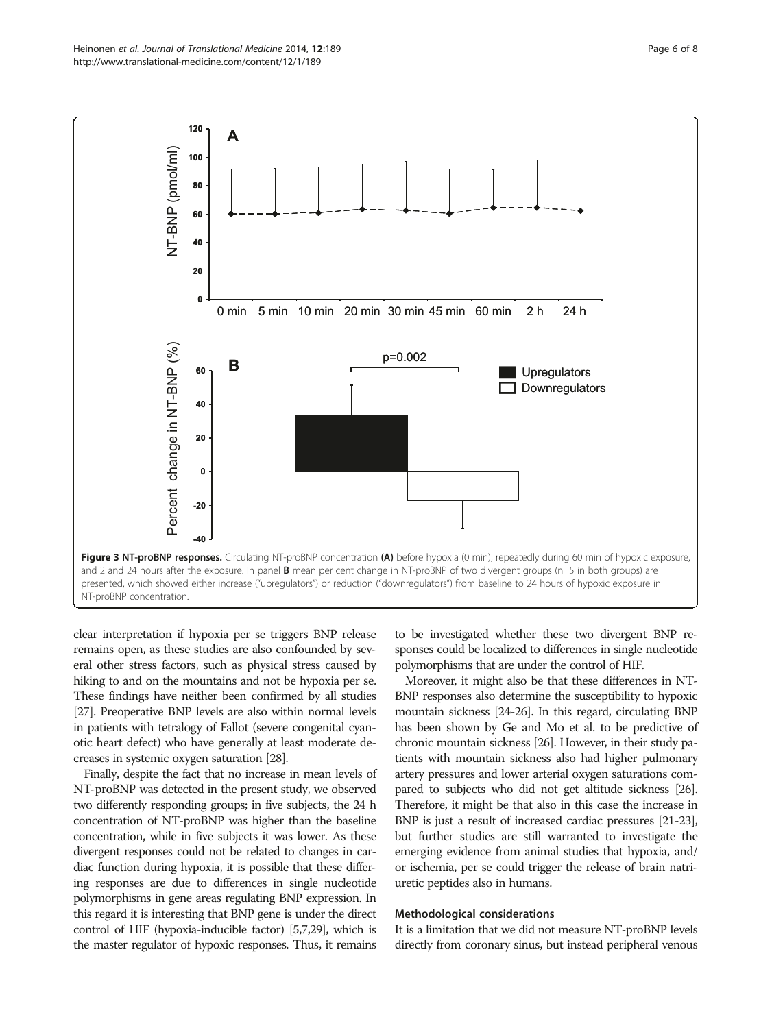A

NT-BNP (pmol/ml)

120
100
80
60
40
20
0

0 min 5 min 10 min 20 min 30 min 45 min 60 min 2 h 24 h

B

Percent change in NT-BNP (%)

p=0.002

Upregulators
Downregulators

60
40
20
0
-20
-40

**Figure 3 NT-proBNP responses.** Circulating NT-proBNP concentration **(A)** before hypoxia (0 min), repeatedly during 60 min of hypoxic exposure, and 2 and 24 hours after the exposure. In panel **B** mean per cent change in NT-proBNP of two divergent groups (n=5 in both groups) are presented, which showed either increase ("upregulators") or reduction ("downregulators") from baseline to 24 hours of hypoxic exposure in NT-proBNP concentration.

clear interpretation if hypoxia per se triggers BNP release remains open, as these studies are also confounded by several other stress factors, such as physical stress caused by hiking to and on the mountains and not be hypoxia per se. These findings have neither been confirmed by all studies [27]. Preoperative BNP levels are also within normal levels in patients with tetralogy of Fallot (severe congenital cyanotic heart defect) who have generally at least moderate decreases in systemic oxygen saturation [28].

Finally, despite the fact that no increase in mean levels of NT-proBNP was detected in the present study, we observed two differently responding groups; in five subjects, the 24 h concentration of NT-proBNP was higher than the baseline concentration, while in five subjects it was lower. As these divergent responses could not be related to changes in cardiac function during hypoxia, it is possible that these differing responses are due to differences in single nucleotide polymorphisms in gene areas regulating BNP expression. In this regard it is interesting that BNP gene is under the direct control of HIF (hypoxia-inducible factor) [5,7,29], which is the master regulator of hypoxic responses. Thus, it remains to be investigated whether these two divergent BNP responses could be localized to differences in single nucleotide polymorphisms that are under the control of HIF.

Moreover, it might also be that these differences in NT-BNP responses also determine the susceptibility to hypoxic mountain sickness [24-26]. In this regard, circulating BNP has been shown by Ge and Mo et al. to be predictive of chronic mountain sickness [26]. However, in their study patients with mountain sickness also had higher pulmonary artery pressures and lower arterial oxygen saturations compared to subjects who did not get altitude sickness [26]. Therefore, it might be that also in this case the increase in BNP is just a result of increased cardiac pressures [21-23], but further studies are still warranted to investigate the emerging evidence from animal studies that hypoxia, and/or ischemia, per se could trigger the release of brain natriuretic peptides also in humans.

### Methodological considerations

It is a limitation that we did not measure NT-proBNP levels directly from coronary sinus, but instead peripheral venous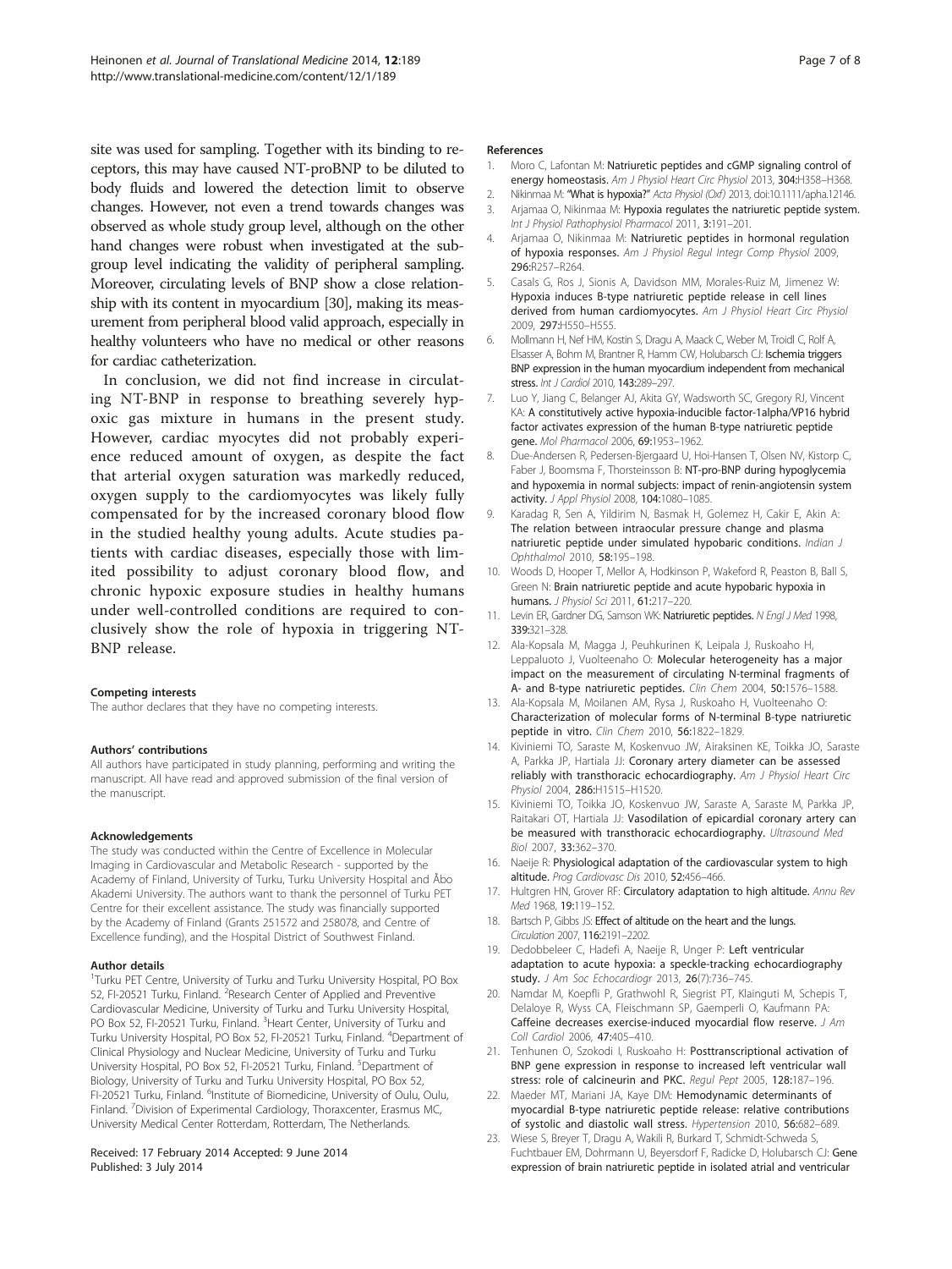site was used for sampling. Together with its binding to receptors, this may have caused NT-proBNP to be diluted to body fluids and lowered the detection limit to observe changes. However, not even a trend towards changes was observed as whole study group level, although on the other hand changes were robust when investigated at the subgroup level indicating the validity of peripheral sampling. Moreover, circulating levels of BNP show a close relationship with its content in myocardium [30], making its measurement from peripheral blood valid approach, especially in healthy volunteers who have no medical or other reasons for cardiac catheterization.

In conclusion, we did not find increase in circulating NT-BNP in response to breathing severely hypoxic gas mixture in humans in the present study. However, cardiac myocytes did not probably experience reduced amount of oxygen, as despite the fact that arterial oxygen saturation was markedly reduced, oxygen supply to the cardiomyocytes was likely fully compensated for by the increased coronary blood flow in the studied healthy young adults. Acute studies patients with cardiac diseases, especially those with limited possibility to adjust coronary blood flow, and chronic hypoxic exposure studies in healthy humans under well-controlled conditions are required to conclusively show the role of hypoxia in triggering NT-BNP release.

#### Competing interests

The author declares that they have no competing interests.

#### Authors' contributions

All authors have participated in study planning, performing and writing the manuscript. All have read and approved submission of the final version of the manuscript.

#### Acknowledgements

The study was conducted within the Centre of Excellence in Molecular Imaging in Cardiovascular and Metabolic Research - supported by the Academy of Finland, University of Turku, Turku University Hospital and Åbo Akademi University. The authors want to thank the personnel of Turku PET Centre for their excellent assistance. The study was financially supported by the Academy of Finland (Grants 251572 and 258078, and Centre of Excellence funding), and the Hospital District of Southwest Finland.

#### Author details

[1]Turku PET Centre, University of Turku and Turku University Hospital, PO Box 52, FI-20521 Turku, Finland. [2]Research Center of Applied and Preventive Cardiovascular Medicine, University of Turku and Turku University Hospital, PO Box 52, FI-20521 Turku, Finland. [3]Heart Center, University of Turku and Turku University Hospital, PO Box 52, FI-20521 Turku, Finland. [4]Department of Clinical Physiology and Nuclear Medicine, University of Turku and Turku University Hospital, PO Box 52, FI-20521 Turku, Finland. [5]Department of Biology, University of Turku and Turku University Hospital, PO Box 52, FI-20521 Turku, Finland. [6]Institute of Biomedicine, University of Oulu, Oulu, Finland. [7]Division of Experimental Cardiology, Thoraxcenter, Erasmus MC, University Medical Center Rotterdam, Rotterdam, The Netherlands.

Received: 17 February 2014 Accepted: 9 June 2014
Published: 3 July 2014

#### References

1. Moro C, Lafontan M: **Natriuretic peptides and cGMP signaling control of energy homeostasis.** *Am J Physiol Heart Circ Physiol* 2013, **304:**H358–H368.
2. Nikinmaa M: **"What is hypoxia?"** *Acta Physiol (Oxf)* 2013, doi:10.1111/apha.12146.
3. Arjamaa O, Nikinmaa M: **Hypoxia regulates the natriuretic peptide system.** *Int J Physiol Pathophysiol Pharmacol* 2011, **3:**191–201.
4. Arjamaa O, Nikinmaa M: **Natriuretic peptides in hormonal regulation of hypoxia responses.** *Am J Physiol Regul Integr Comp Physiol* 2009, **296:**R257–R264.
5. Casals G, Ros J, Sionis A, Davidson MM, Morales-Ruiz M, Jimenez W: **Hypoxia induces B-type natriuretic peptide release in cell lines derived from human cardiomyocytes.** *Am J Physiol Heart Circ Physiol* 2009, **297:**H550–H555.
6. Mollmann H, Nef HM, Kostin S, Dragu A, Maack C, Weber M, Troidl C, Rolf A, Elsasser A, Bohm M, Brantner R, Hamm CW, Holubarsch CJ: **Ischemia triggers BNP expression in the human myocardium independent from mechanical stress.** *Int J Cardiol* 2010, **143:**289–297.
7. Luo Y, Jiang C, Belanger AJ, Akita GY, Wadsworth SC, Gregory RJ, Vincent KA: **A constitutively active hypoxia-inducible factor-1alpha/VP16 hybrid factor activates expression of the human B-type natriuretic peptide gene.** *Mol Pharmacol* 2006, **69:**1953–1962.
8. Due-Andersen R, Pedersen-Bjergaard U, Hoi-Hansen T, Olsen NV, Kistorp C, Faber J, Boomsma F, Thorsteinsson B: **NT-pro-BNP during hypoglycemia and hypoxemia in normal subjects: impact of renin-angiotensin system activity.** *J Appl Physiol* 2008, **104:**1080–1085.
9. Karadag R, Sen A, Yildirim N, Basmak H, Golemez H, Cakir E, Akin A: **The relation between intraocular pressure change and plasma natriuretic peptide under simulated hypobaric conditions.** *Indian J Ophthalmol* 2010, **58:**195–198.
10. Woods D, Hooper T, Mellor A, Hodkinson P, Wakeford R, Peaston B, Ball S, Green N: **Brain natriuretic peptide and acute hypobaric hypoxia in humans.** *J Physiol Sci* 2011, **61:**217–220.
11. Levin ER, Gardner DG, Samson WK: **Natriuretic peptides.** *N Engl J Med* 1998, **339:**321–328.
12. Ala-Kopsala M, Magga J, Peuhkurinen K, Leipala J, Ruskoaho H, Leppaluoto J, Vuolteenaho O: **Molecular heterogeneity has a major impact on the measurement of circulating N-terminal fragments of A- and B-type natriuretic peptides.** *Clin Chem* 2004, **50:**1576–1588.
13. Ala-Kopsala M, Moilanen AM, Rysa J, Ruskoaho H, Vuolteenaho O: **Characterization of molecular forms of N-terminal B-type natriuretic peptide in vitro.** *Clin Chem* 2010, **56:**1822–1829.
14. Kiviniemi TO, Saraste M, Koskenvuo JW, Airaksinen KE, Toikka JO, Saraste A, Parkka JP, Hartiala JJ: **Coronary artery diameter can be assessed reliably with transthoracic echocardiography.** *Am J Physiol Heart Circ Physiol* 2004, **286:**H1515–H1520.
15. Kiviniemi TO, Toikka JO, Koskenvuo JW, Saraste A, Saraste M, Parkka JP, Raitakari OT, Hartiala JJ: **Vasodilation of epicardial coronary artery can be measured with transthoracic echocardiography.** *Ultrasound Med Biol* 2007, **33:**362–370.
16. Naeije R: **Physiological adaptation of the cardiovascular system to high altitude.** *Prog Cardiovasc Dis* 2010, **52:**456–466.
17. Hultgren HN, Grover RF: **Circulatory adaptation to high altitude.** *Annu Rev Med* 1968, **19:**119–152.
18. Bartsch P, Gibbs JS: **Effect of altitude on the heart and the lungs.** *Circulation* 2007, **116:**2191–2202.
19. Dedobbeleer C, Hadefi A, Naeije R, Unger P: **Left ventricular adaptation to acute hypoxia: a speckle-tracking echocardiography study.** *J Am Soc Echocardiogr* 2013, **26**(7):736–745.
20. Namdar M, Koepfli P, Grathwohl R, Siegrist PT, Klainguti M, Schepis T, Delaloye R, Wyss CA, Fleischmann SP, Gaemperli O, Kaufmann PA: **Caffeine decreases exercise-induced myocardial flow reserve.** *J Am Coll Cardiol* 2006, **47:**405–410.
21. Tenhunen O, Szokodi I, Ruskoaho H: **Posttranscriptional activation of BNP gene expression in response to increased left ventricular wall stress: role of calcineurin and PKC.** *Regul Pept* 2005, **128:**187–196.
22. Maeder MT, Mariani JA, Kaye DM: **Hemodynamic determinants of myocardial B-type natriuretic peptide release: relative contributions of systolic and diastolic wall stress.** *Hypertension* 2010, **56:**682–689.
23. Wiese S, Breyer T, Dragu A, Wakili R, Burkard T, Schmidt-Schweda S, Fuchtbauer EM, Dohrmann U, Beyersdorf F, Radicke D, Holubarsch CJ: **Gene expression of brain natriuretic peptide in isolated atrial and ventricular**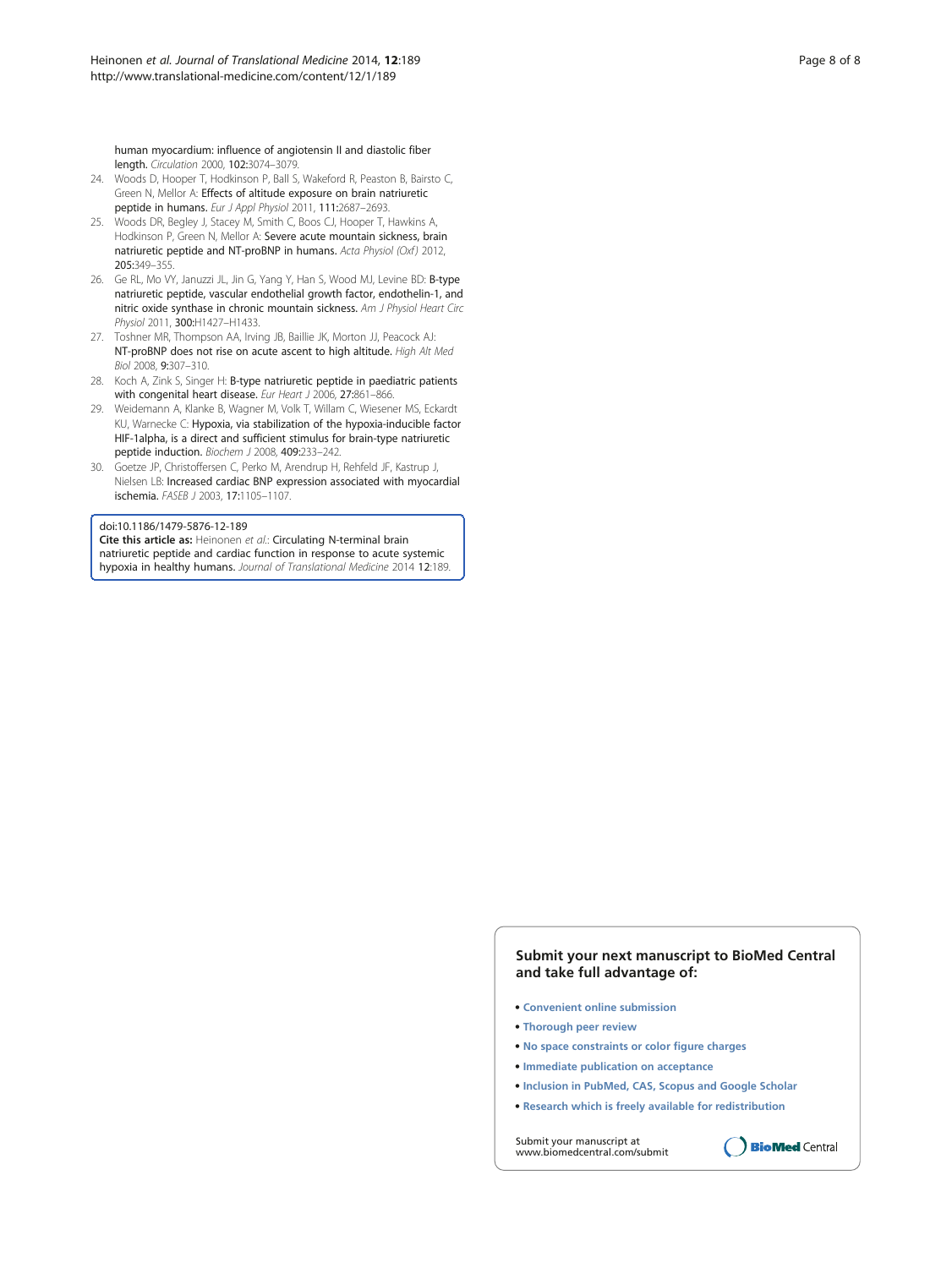human myocardium: influence of angiotensin II and diastolic fiber length. *Circulation* 2000, **102:**3074–3079.

24. Woods D, Hooper T, Hodkinson P, Ball S, Wakeford R, Peaston B, Bairsto C, Green N, Mellor A: **Effects of altitude exposure on brain natriuretic peptide in humans.** *Eur J Appl Physiol* 2011, **111:**2687–2693.
25. Woods DR, Begley J, Stacey M, Smith C, Boos CJ, Hooper T, Hawkins A, Hodkinson P, Green N, Mellor A: **Severe acute mountain sickness, brain natriuretic peptide and NT-proBNP in humans.** *Acta Physiol (Oxf)* 2012, **205:**349–355.
26. Ge RL, Mo VY, Januzzi JL, Jin G, Yang Y, Han S, Wood MJ, Levine BD: **B-type natriuretic peptide, vascular endothelial growth factor, endothelin-1, and nitric oxide synthase in chronic mountain sickness.** *Am J Physiol Heart Circ Physiol* 2011, **300:**H1427–H1433.
27. Toshner MR, Thompson AA, Irving JB, Baillie JK, Morton JJ, Peacock AJ: **NT-proBNP does not rise on acute ascent to high altitude.** *High Alt Med Biol* 2008, **9:**307–310.
28. Koch A, Zink S, Singer H: **B-type natriuretic peptide in paediatric patients with congenital heart disease.** *Eur Heart J* 2006, **27:**861–866.
29. Weidemann A, Klanke B, Wagner M, Volk T, Willam C, Wiesener MS, Eckardt KU, Warnecke C: **Hypoxia, via stabilization of the hypoxia-inducible factor HIF-1alpha, is a direct and sufficient stimulus for brain-type natriuretic peptide induction.** *Biochem J* 2008, **409:**233–242.
30. Goetze JP, Christoffersen C, Perko M, Arendrup H, Rehfeld JF, Kastrup J, Nielsen LB: **Increased cardiac BNP expression associated with myocardial ischemia.** *FASEB J* 2003, **17:**1105–1107.

doi:10.1186/1479-5876-12-189
**Cite this article as:** Heinonen *et al.*: Circulating N-terminal brain natriuretic peptide and cardiac function in response to acute systemic hypoxia in healthy humans. *Journal of Translational Medicine* 2014 **12**:189.

**Submit your next manuscript to BioMed Central and take full advantage of:**

- **Convenient online submission**
- **Thorough peer review**
- **No space constraints or color figure charges**
- **Immediate publication on acceptance**
- **Inclusion in PubMed, CAS, Scopus and Google Scholar**
- **Research which is freely available for redistribution**

Submit your manuscript at
www.biomedcentral.com/submit

BioMed Central